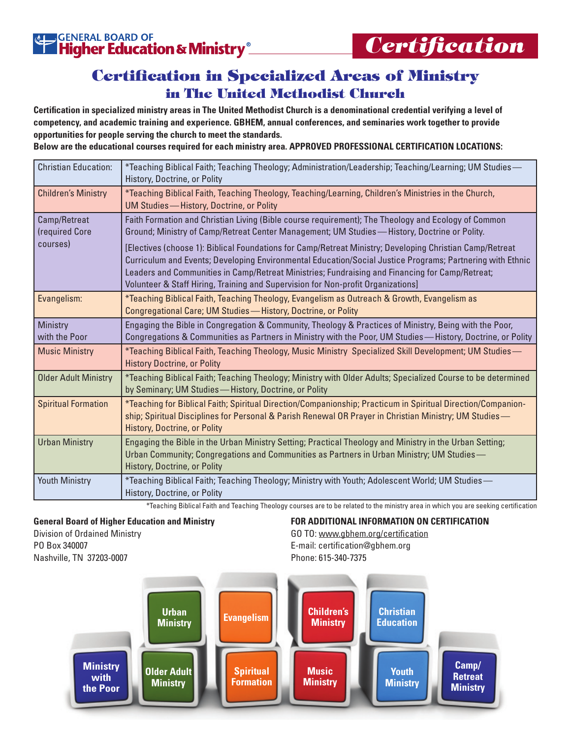**GENERAL BOARD OF Higher Education & Ministry®**

**Certification**

# Certification in Specialized Areas of Ministry in The United Methodist Church

**Certification in specialized ministry areas in The United Methodist Church is a denominational credential verifying a level of competency, and academic training and experience. GBHEM, annual conferences, and seminaries work together to provide opportunities for people serving the church to meet the standards.**

**Below are the educational courses required for each ministry area. APPROVED PROFESSIONAL CERTIFICATION LOCATIONS:**

| Ministry Area | Courses |
|---|---|
| Christian Education: | *Teaching Biblical Faith; Teaching Theology; Administration/Leadership; Teaching/Learning; UM Studies—History, Doctrine, or Polity |
| Children's Ministry | *Teaching Biblical Faith, Teaching Theology, Teaching/Learning, Children's Ministries in the Church, UM Studies—History, Doctrine, or Polity |
| Camp/Retreat (required Core courses) | Faith Formation and Christian Living (Bible course requirement); The Theology and Ecology of Common Ground; Ministry of Camp/Retreat Center Management; UM Studies—History, Doctrine or Polity. [Electives (choose 1): Biblical Foundations for Camp/Retreat Ministry; Developing Christian Camp/Retreat Curriculum and Events; Developing Environmental Education/Social Justice Programs; Partnering with Ethnic Leaders and Communities in Camp/Retreat Ministries; Fundraising and Financing for Camp/Retreat; Volunteer & Staff Hiring, Training and Supervision for Non-profit Organizations] |
| Evangelism: | *Teaching Biblical Faith, Teaching Theology, Evangelism as Outreach & Growth, Evangelism as Congregational Care; UM Studies—History, Doctrine, or Polity |
| Ministry with the Poor | Engaging the Bible in Congregation & Community, Theology & Practices of Ministry, Being with the Poor, Congregations & Communities as Partners in Ministry with the Poor, UM Studies—History, Doctrine, or Polity |
| Music Ministry | *Teaching Biblical Faith, Teaching Theology, Music Ministry Specialized Skill Development; UM Studies—History Doctrine, or Polity |
| Older Adult Ministry | *Teaching Biblical Faith; Teaching Theology; Ministry with Older Adults; Specialized Course to be determined by Seminary; UM Studies—History, Doctrine, or Polity |
| Spiritual Formation | *Teaching for Biblical Faith; Spiritual Direction/Companionship; Practicum in Spiritual Direction/Companionship; Spiritual Disciplines for Personal & Parish Renewal OR Prayer in Christian Ministry; UM Studies—History, Doctrine, or Polity |
| Urban Ministry | Engaging the Bible in the Urban Ministry Setting; Practical Theology and Ministry in the Urban Setting; Urban Community; Congregations and Communities as Partners in Urban Ministry; UM Studies—History, Doctrine, or Polity |
| Youth Ministry | *Teaching Biblical Faith; Teaching Theology; Ministry with Youth; Adolescent World; UM Studies—History, Doctrine, or Polity |

*Teaching Biblical Faith and Teaching Theology courses are to be related to the ministry area in which you are seeking certification

**General Board of Higher Education and Ministry**
Division of Ordained Ministry
PO Box 340007
Nashville, TN 37203-0007

**FOR ADDITIONAL INFORMATION ON CERTIFICATION**
GO TO: www.gbhem.org/certification
E-mail: certification@gbhem.org
Phone: 615-340-7375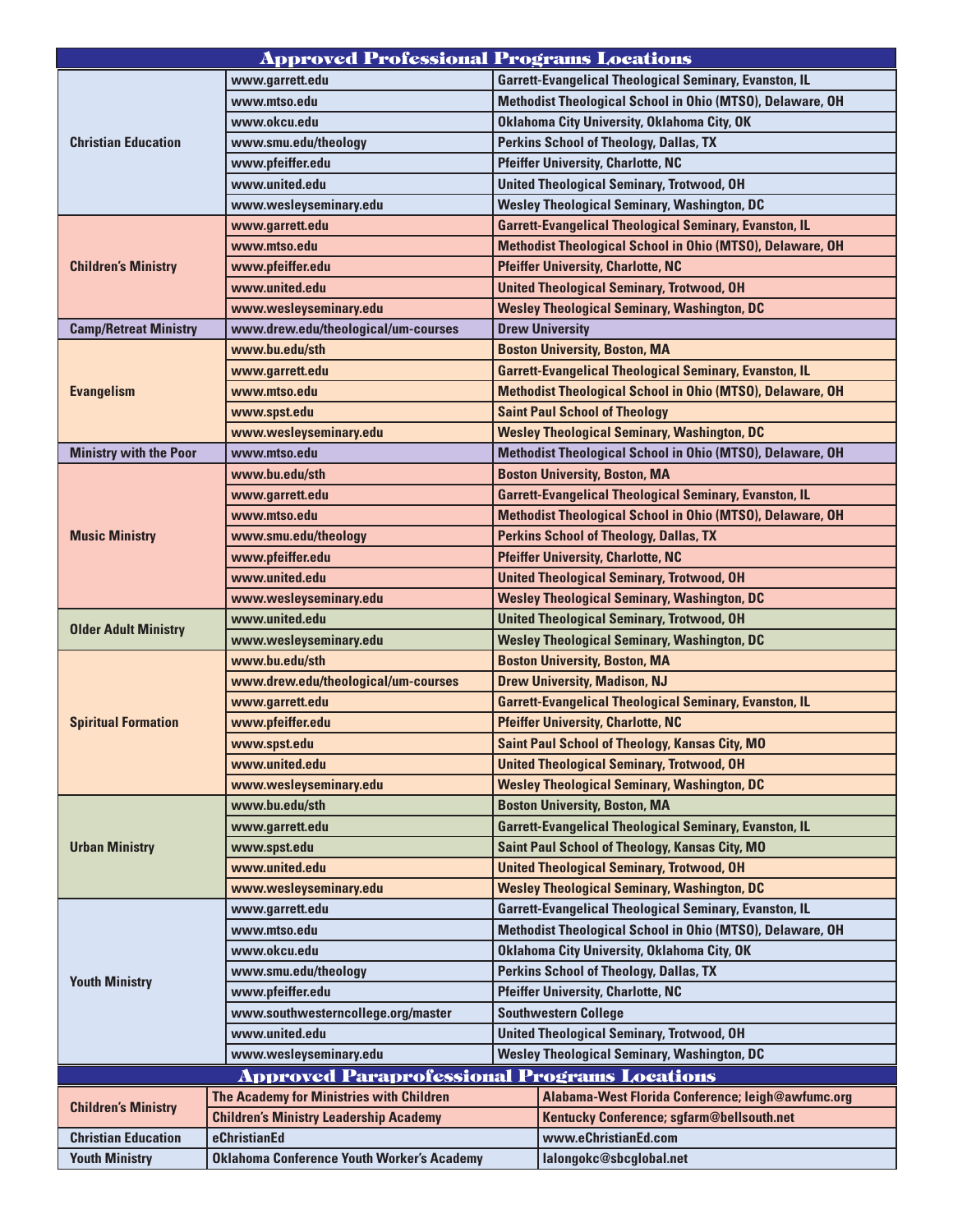## Approved Professional Programs Locations

| | | |
|---|---|---|
| Christian Education | www.garrett.edu | Garrett-Evangelical Theological Seminary, Evanston, IL |
| | www.mtso.edu | Methodist Theological School in Ohio (MTSO), Delaware, OH |
| | www.okcu.edu | Oklahoma City University, Oklahoma City, OK |
| | www.smu.edu/theology | Perkins School of Theology, Dallas, TX |
| | www.pfeiffer.edu | Pfeiffer University, Charlotte, NC |
| | www.united.edu | United Theological Seminary, Trotwood, OH |
| | www.wesleyseminary.edu | Wesley Theological Seminary, Washington, DC |
| Children's Ministry | www.garrett.edu | Garrett-Evangelical Theological Seminary, Evanston, IL |
| | www.mtso.edu | Methodist Theological School in Ohio (MTSO), Delaware, OH |
| | www.pfeiffer.edu | Pfeiffer University, Charlotte, NC |
| | www.united.edu | United Theological Seminary, Trotwood, OH |
| | www.wesleyseminary.edu | Wesley Theological Seminary, Washington, DC |
| Camp/Retreat Ministry | www.drew.edu/theological/um-courses | Drew University |
| Evangelism | www.bu.edu/sth | Boston University, Boston, MA |
| | www.garrett.edu | Garrett-Evangelical Theological Seminary, Evanston, IL |
| | www.mtso.edu | Methodist Theological School in Ohio (MTSO), Delaware, OH |
| | www.spst.edu | Saint Paul School of Theology |
| | www.wesleyseminary.edu | Wesley Theological Seminary, Washington, DC |
| Ministry with the Poor | www.mtso.edu | Methodist Theological School in Ohio (MTSO), Delaware, OH |
| Music Ministry | www.bu.edu/sth | Boston University, Boston, MA |
| | www.garrett.edu | Garrett-Evangelical Theological Seminary, Evanston, IL |
| | www.mtso.edu | Methodist Theological School in Ohio (MTSO), Delaware, OH |
| | www.smu.edu/theology | Perkins School of Theology, Dallas, TX |
| | www.pfeiffer.edu | Pfeiffer University, Charlotte, NC |
| | www.united.edu | United Theological Seminary, Trotwood, OH |
| | www.wesleyseminary.edu | Wesley Theological Seminary, Washington, DC |
| Older Adult Ministry | www.united.edu | United Theological Seminary, Trotwood, OH |
| | www.wesleyseminary.edu | Wesley Theological Seminary, Washington, DC |
| Spiritual Formation | www.bu.edu/sth | Boston University, Boston, MA |
| | www.drew.edu/theological/um-courses | Drew University, Madison, NJ |
| | www.garrett.edu | Garrett-Evangelical Theological Seminary, Evanston, IL |
| | www.pfeiffer.edu | Pfeiffer University, Charlotte, NC |
| | www.spst.edu | Saint Paul School of Theology, Kansas City, MO |
| | www.united.edu | United Theological Seminary, Trotwood, OH |
| | www.wesleyseminary.edu | Wesley Theological Seminary, Washington, DC |
| Urban Ministry | www.bu.edu/sth | Boston University, Boston, MA |
| | www.garrett.edu | Garrett-Evangelical Theological Seminary, Evanston, IL |
| | www.spst.edu | Saint Paul School of Theology, Kansas City, MO |
| | www.united.edu | United Theological Seminary, Trotwood, OH |
| | www.wesleyseminary.edu | Wesley Theological Seminary, Washington, DC |
| Youth Ministry | www.garrett.edu | Garrett-Evangelical Theological Seminary, Evanston, IL |
| | www.mtso.edu | Methodist Theological School in Ohio (MTSO), Delaware, OH |
| | www.okcu.edu | Oklahoma City University, Oklahoma City, OK |
| | www.smu.edu/theology | Perkins School of Theology, Dallas, TX |
| | www.pfeiffer.edu | Pfeiffer University, Charlotte, NC |
| | www.southwesterncollege.org/master | Southwestern College |
| | www.united.edu | United Theological Seminary, Trotwood, OH |
| | www.wesleyseminary.edu | Wesley Theological Seminary, Washington, DC |

## Approved Paraprofessional Programs Locations

| | | |
|---|---|---|
| Children's Ministry | The Academy for Ministries with Children | Alabama-West Florida Conference; leigh@awfumc.org |
| | Children's Ministry Leadership Academy | Kentucky Conference; sgfarm@bellsouth.net |
| Christian Education | eChristianEd | www.eChristianEd.com |
| Youth Ministry | Oklahoma Conference Youth Worker's Academy | lalongokc@sbcglobal.net |